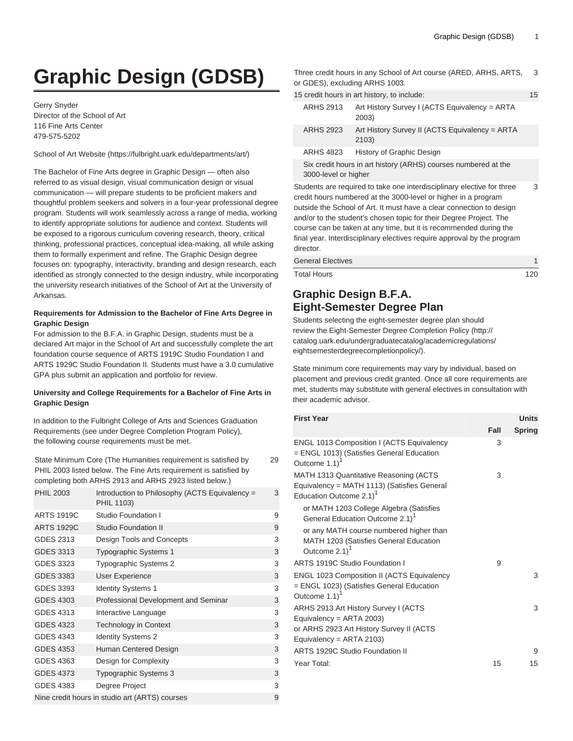# Graphic Design (GDSB)

Gerry Snyder
Director of the School of Art
116 Fine Arts Center
479-575-5202

School of Art Website (https://fulbright.uark.edu/departments/art/)

The Bachelor of Fine Arts degree in Graphic Design — often also referred to as visual design, visual communication design or visual communication — will prepare students to be proficient makers and thoughtful problem seekers and solvers in a four-year professional degree program. Students will work seamlessly across a range of media, working to identify appropriate solutions for audience and context. Students will be exposed to a rigorous curriculum covering research, theory, critical thinking, professional practices, conceptual idea-making, all while asking them to formally experiment and refine. The Graphic Design degree focuses on: typography, interactivity, branding and design research, each identified as strongly connected to the design industry, while incorporating the university research initiatives of the School of Art at the University of Arkansas.

**Requirements for Admission to the Bachelor of Fine Arts Degree in Graphic Design**

For admission to the B.F.A. in Graphic Design, students must be a declared Art major in the School of Art and successfully complete the art foundation course sequence of ARTS 1919C Studio Foundation I and ARTS 1929C Studio Foundation II. Students must have a 3.0 cumulative GPA plus submit an application and portfolio for review.

**University and College Requirements for a Bachelor of Fine Arts in Graphic Design**

In addition to the Fulbright College of Arts and Sciences Graduation Requirements (see under Degree Completion Program Policy), the following course requirements must be met.

| | | |
|---|---|---|
| State Minimum Core (The Humanities requirement is satisfied by PHIL 2003 listed below. The Fine Arts requirement is satisfied by completing both ARHS 2913 and ARHS 2923 listed below.) | | 29 |
| PHIL 2003 | Introduction to Philosophy (ACTS Equivalency = PHIL 1103) | 3 |
| ARTS 1919C | Studio Foundation I | 9 |
| ARTS 1929C | Studio Foundation II | 9 |
| GDES 2313 | Design Tools and Concepts | 3 |
| GDES 3313 | Typographic Systems 1 | 3 |
| GDES 3323 | Typographic Systems 2 | 3 |
| GDES 3383 | User Experience | 3 |
| GDES 3393 | Identity Systems 1 | 3 |
| GDES 4303 | Professional Development and Seminar | 3 |
| GDES 4313 | Interactive Language | 3 |
| GDES 4323 | Technology in Context | 3 |
| GDES 4343 | Identity Systems 2 | 3 |
| GDES 4353 | Human Centered Design | 3 |
| GDES 4363 | Design for Complexity | 3 |
| GDES 4373 | Typographic Systems 3 | 3 |
| GDES 4383 | Degree Project | 3 |
| Nine credit hours in studio art (ARTS) courses | | 9 |
| Three credit hours in any School of Art course (ARED, ARHS, ARTS, or GDES), excluding ARHS 1003. | | 3 |
| 15 credit hours in art history, to include: | | 15 |
| ARHS 2913 | Art History Survey I (ACTS Equivalency = ARTA 2003) | |
| ARHS 2923 | Art History Survey II (ACTS Equivalency = ARTA 2103) | |
| ARHS 4823 | History of Graphic Design | |
| Six credit hours in art history (ARHS) courses numbered at the 3000-level or higher | | |
| Students are required to take one interdisciplinary elective for three credit hours numbered at the 3000-level or higher in a program outside the School of Art. It must have a clear connection to design and/or to the student's chosen topic for their Degree Project. The course can be taken at any time, but it is recommended during the final year. Interdisciplinary electives require approval by the program director. | | 3 |
| General Electives | | 1 |
| Total Hours | | 120 |

## Graphic Design B.F.A. Eight-Semester Degree Plan

Students selecting the eight-semester degree plan should review the Eight-Semester Degree Completion Policy (http://catalog.uark.edu/undergraduatecatalog/academicregulations/eightsemesterdegreecompletionpolicy/).

State minimum core requirements may vary by individual, based on placement and previous credit granted. Once all core requirements are met, students may substitute with general electives in consultation with their academic advisor.

| First Year | Units | |
|---|---|---|
| | Fall | Spring |
| ENGL 1013 Composition I (ACTS Equivalency = ENGL 1013) (Satisfies General Education Outcome 1.1)[1] | 3 | |
| MATH 1313 Quantitative Reasoning (ACTS Equivalency = MATH 1113) (Satisfies General Education Outcome 2.1)[1] | 3 | |
| or MATH 1203 College Algebra (Satisfies General Education Outcome 2.1)[1] | | |
| or any MATH course numbered higher than MATH 1203 (Satisfies General Education Outcome 2.1)[1] | | |
| ARTS 1919C Studio Foundation I | 9 | |
| ENGL 1023 Composition II (ACTS Equivalency = ENGL 1023) (Satisfies General Education Outcome 1.1)[1] | | 3 |
| ARHS 2913 Art History Survey I (ACTS Equivalency = ARTA 2003) or ARHS 2923 Art History Survey II (ACTS Equivalency = ARTA 2103) | | 3 |
| ARTS 1929C Studio Foundation II | | 9 |
| Year Total: | 15 | 15 |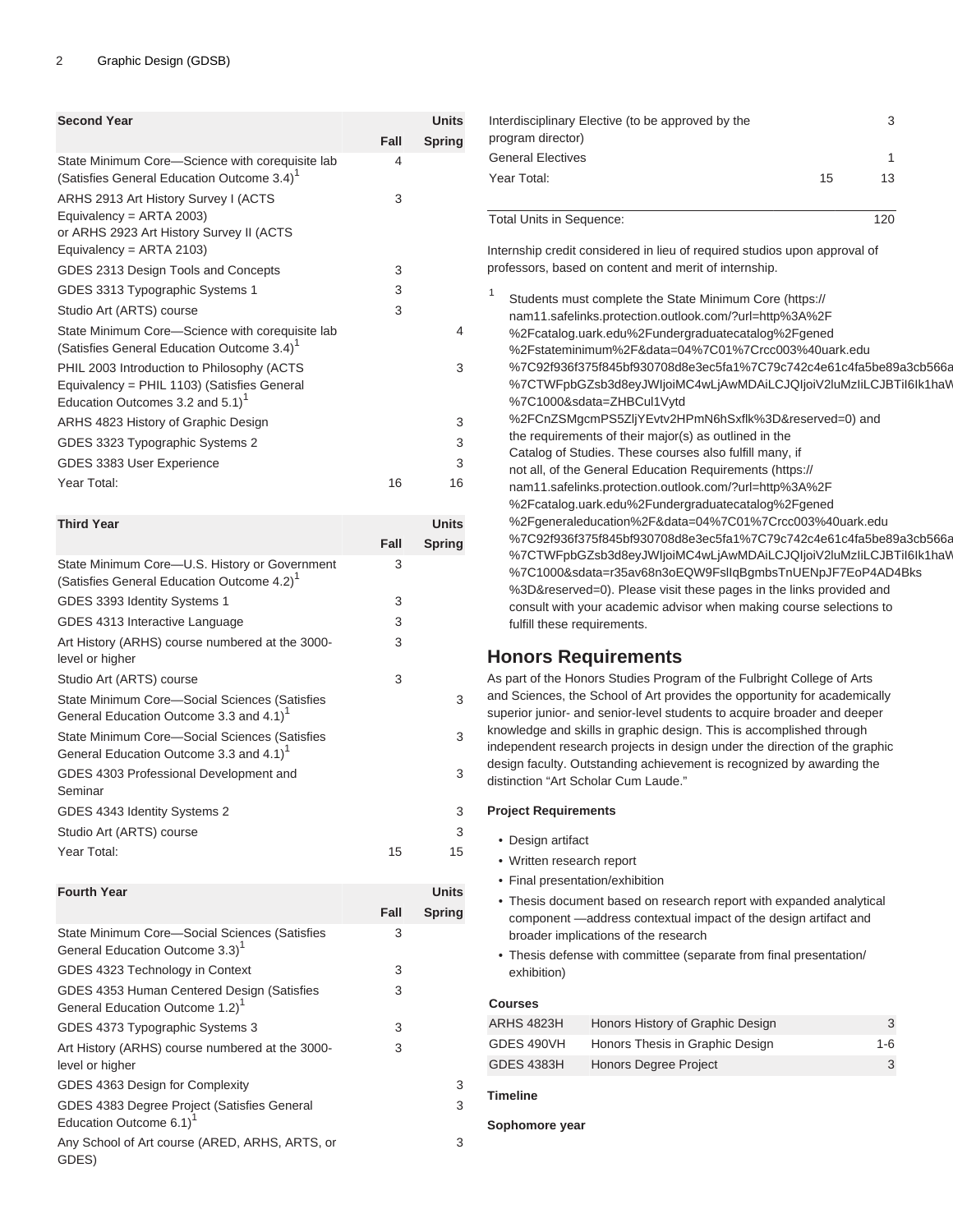| Second Year | Units | |
| --- | --- | --- |
| | Fall | Spring |
| State Minimum Core—Science with corequisite lab (Satisfies General Education Outcome 3.4)[1] | 4 | |
| ARHS 2913 Art History Survey I (ACTS Equivalency = ARTA 2003) or ARHS 2923 Art History Survey II (ACTS Equivalency = ARTA 2103) | 3 | |
| GDES 2313 Design Tools and Concepts | 3 | |
| GDES 3313 Typographic Systems 1 | 3 | |
| Studio Art (ARTS) course | 3 | |
| State Minimum Core—Science with corequisite lab (Satisfies General Education Outcome 3.4)[1] | | 4 |
| PHIL 2003 Introduction to Philosophy (ACTS Equivalency = PHIL 1103) (Satisfies General Education Outcomes 3.2 and 5.1)[1] | | 3 |
| ARHS 4823 History of Graphic Design | | 3 |
| GDES 3323 Typographic Systems 2 | | 3 |
| GDES 3383 User Experience | | 3 |
| Year Total: | 16 | 16 |

| Third Year | Units | |
| --- | --- | --- |
| | Fall | Spring |
| State Minimum Core—U.S. History or Government (Satisfies General Education Outcome 4.2)[1] | 3 | |
| GDES 3393 Identity Systems 1 | 3 | |
| GDES 4313 Interactive Language | 3 | |
| Art History (ARHS) course numbered at the 3000-level or higher | 3 | |
| Studio Art (ARTS) course | 3 | |
| State Minimum Core—Social Sciences (Satisfies General Education Outcome 3.3 and 4.1)[1] | | 3 |
| State Minimum Core—Social Sciences (Satisfies General Education Outcome 3.3 and 4.1)[1] | | 3 |
| GDES 4303 Professional Development and Seminar | | 3 |
| GDES 4343 Identity Systems 2 | | 3 |
| Studio Art (ARTS) course | | 3 |
| Year Total: | 15 | 15 |

| Fourth Year | Units | |
| --- | --- | --- |
| | Fall | Spring |
| State Minimum Core—Social Sciences (Satisfies General Education Outcome 3.3)[1] | 3 | |
| GDES 4323 Technology in Context | 3 | |
| GDES 4353 Human Centered Design (Satisfies General Education Outcome 1.2)[1] | 3 | |
| GDES 4373 Typographic Systems 3 | 3 | |
| Art History (ARHS) course numbered at the 3000-level or higher | 3 | |
| GDES 4363 Design for Complexity | | 3 |
| GDES 4383 Degree Project (Satisfies General Education Outcome 6.1)[1] | | 3 |
| Any School of Art course (ARED, ARHS, ARTS, or GDES) | | 3 |
| Interdisciplinary Elective (to be approved by the program director) | | 3 |
| General Electives | | 1 |
| Year Total: | 15 | 13 |

| | |
| --- | --- |
| Total Units in Sequence: | 120 |

Internship credit considered in lieu of required studios upon approval of professors, based on content and merit of internship.

1 Students must complete the State Minimum Core (https://nam11.safelinks.protection.outlook.com/?url=http%3A%2F%2Fcatalog.uark.edu%2Fundergraduatecatalog%2Fgened%2Fstateminimum%2F&data=04%7C01%7Crcc003%40uark.edu%7C92f936f375f845bf930708d8e3ec5fa1%7C79c742c4e61c4fa5be89a3cb566a%7CTWFpbGZsb3d8eyJWIjoiMC4wLjAwMDAiLCJQIjoiV2luMzIiLCJBTiI6Ik1haW%7C1000&sdata=ZHBCul1Vytd%2FCnZSMgcmPS5ZljYEvtv2HPmN6hSxflk%3D&reserved=0) and the requirements of their major(s) as outlined in the Catalog of Studies. These courses also fulfill many, if not all, of the General Education Requirements (https://nam11.safelinks.protection.outlook.com/?url=http%3A%2F%2Fcatalog.uark.edu%2Fundergraduatecatalog%2Fgened%2Fgeneraleducation%2F&data=04%7C01%7Crcc003%40uark.edu%7C92f936f375f845bf930708d8e3ec5fa1%7C79c742c4e61c4fa5be89a3cb566a%7CTWFpbGZsb3d8eyJWIjoiMC4wLjAwMDAiLCJQIjoiV2luMzIiLCJBTiI6Ik1haW%7C1000&sdata=r35av68n3oEQW9FslIqBgmbsTnUENpJF7EoP4AD4Bks%3D&reserved=0). Please visit these pages in the links provided and consult with your academic advisor when making course selections to fulfill these requirements.

## Honors Requirements

As part of the Honors Studies Program of the Fulbright College of Arts and Sciences, the School of Art provides the opportunity for academically superior junior- and senior-level students to acquire broader and deeper knowledge and skills in graphic design. This is accomplished through independent research projects in design under the direction of the graphic design faculty. Outstanding achievement is recognized by awarding the distinction "Art Scholar Cum Laude."

**Project Requirements**

- Design artifact
- Written research report
- Final presentation/exhibition
- Thesis document based on research report with expanded analytical component —address contextual impact of the design artifact and broader implications of the research
- Thesis defense with committee (separate from final presentation/exhibition)

**Courses**

| | | |
| --- | --- | --- |
| ARHS 4823H | Honors History of Graphic Design | 3 |
| GDES 490VH | Honors Thesis in Graphic Design | 1-6 |
| GDES 4383H | Honors Degree Project | 3 |

**Timeline**

**Sophomore year**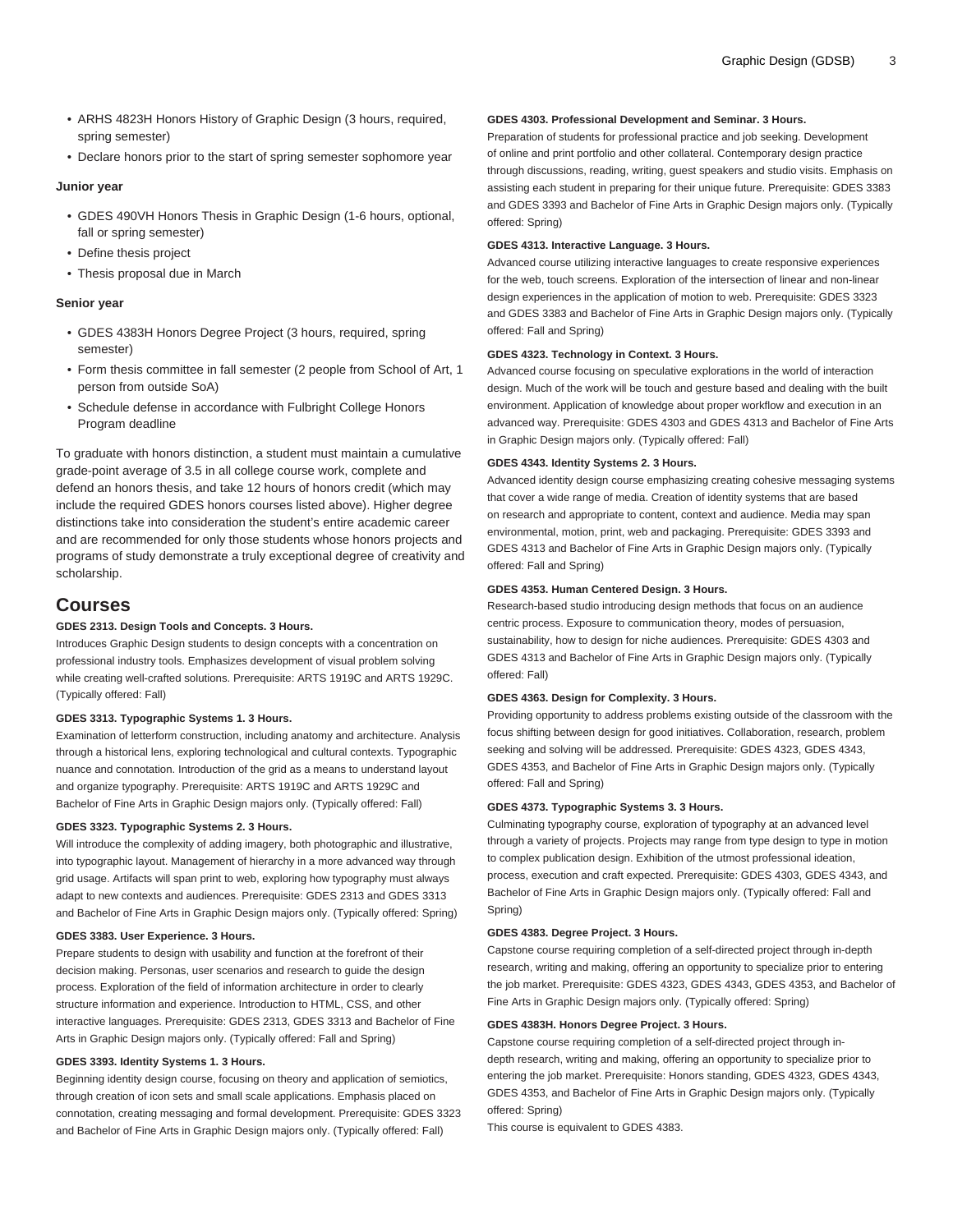- ARHS 4823H Honors History of Graphic Design (3 hours, required, spring semester)
- Declare honors prior to the start of spring semester sophomore year

**Junior year**

- GDES 490VH Honors Thesis in Graphic Design (1-6 hours, optional, fall or spring semester)
- Define thesis project
- Thesis proposal due in March

**Senior year**

- GDES 4383H Honors Degree Project (3 hours, required, spring semester)
- Form thesis committee in fall semester (2 people from School of Art, 1 person from outside SoA)
- Schedule defense in accordance with Fulbright College Honors Program deadline

To graduate with honors distinction, a student must maintain a cumulative grade-point average of 3.5 in all college course work, complete and defend an honors thesis, and take 12 hours of honors credit (which may include the required GDES honors courses listed above). Higher degree distinctions take into consideration the student's entire academic career and are recommended for only those students whose honors projects and programs of study demonstrate a truly exceptional degree of creativity and scholarship.

## Courses

**GDES 2313. Design Tools and Concepts. 3 Hours.**

Introduces Graphic Design students to design concepts with a concentration on professional industry tools. Emphasizes development of visual problem solving while creating well-crafted solutions. Prerequisite: ARTS 1919C and ARTS 1929C. (Typically offered: Fall)

**GDES 3313. Typographic Systems 1. 3 Hours.**

Examination of letterform construction, including anatomy and architecture. Analysis through a historical lens, exploring technological and cultural contexts. Typographic nuance and connotation. Introduction of the grid as a means to understand layout and organize typography. Prerequisite: ARTS 1919C and ARTS 1929C and Bachelor of Fine Arts in Graphic Design majors only. (Typically offered: Fall)

**GDES 3323. Typographic Systems 2. 3 Hours.**

Will introduce the complexity of adding imagery, both photographic and illustrative, into typographic layout. Management of hierarchy in a more advanced way through grid usage. Artifacts will span print to web, exploring how typography must always adapt to new contexts and audiences. Prerequisite: GDES 2313 and GDES 3313 and Bachelor of Fine Arts in Graphic Design majors only. (Typically offered: Spring)

**GDES 3383. User Experience. 3 Hours.**

Prepare students to design with usability and function at the forefront of their decision making. Personas, user scenarios and research to guide the design process. Exploration of the field of information architecture in order to clearly structure information and experience. Introduction to HTML, CSS, and other interactive languages. Prerequisite: GDES 2313, GDES 3313 and Bachelor of Fine Arts in Graphic Design majors only. (Typically offered: Fall and Spring)

**GDES 3393. Identity Systems 1. 3 Hours.**

Beginning identity design course, focusing on theory and application of semiotics, through creation of icon sets and small scale applications. Emphasis placed on connotation, creating messaging and formal development. Prerequisite: GDES 3323 and Bachelor of Fine Arts in Graphic Design majors only. (Typically offered: Fall)

**GDES 4303. Professional Development and Seminar. 3 Hours.**

Preparation of students for professional practice and job seeking. Development of online and print portfolio and other collateral. Contemporary design practice through discussions, reading, writing, guest speakers and studio visits. Emphasis on assisting each student in preparing for their unique future. Prerequisite: GDES 3383 and GDES 3393 and Bachelor of Fine Arts in Graphic Design majors only. (Typically offered: Spring)

**GDES 4313. Interactive Language. 3 Hours.**

Advanced course utilizing interactive languages to create responsive experiences for the web, touch screens. Exploration of the intersection of linear and non-linear design experiences in the application of motion to web. Prerequisite: GDES 3323 and GDES 3383 and Bachelor of Fine Arts in Graphic Design majors only. (Typically offered: Fall and Spring)

**GDES 4323. Technology in Context. 3 Hours.**

Advanced course focusing on speculative explorations in the world of interaction design. Much of the work will be touch and gesture based and dealing with the built environment. Application of knowledge about proper workflow and execution in an advanced way. Prerequisite: GDES 4303 and GDES 4313 and Bachelor of Fine Arts in Graphic Design majors only. (Typically offered: Fall)

**GDES 4343. Identity Systems 2. 3 Hours.**

Advanced identity design course emphasizing creating cohesive messaging systems that cover a wide range of media. Creation of identity systems that are based on research and appropriate to content, context and audience. Media may span environmental, motion, print, web and packaging. Prerequisite: GDES 3393 and GDES 4313 and Bachelor of Fine Arts in Graphic Design majors only. (Typically offered: Fall and Spring)

**GDES 4353. Human Centered Design. 3 Hours.**

Research-based studio introducing design methods that focus on an audience centric process. Exposure to communication theory, modes of persuasion, sustainability, how to design for niche audiences. Prerequisite: GDES 4303 and GDES 4313 and Bachelor of Fine Arts in Graphic Design majors only. (Typically offered: Fall)

**GDES 4363. Design for Complexity. 3 Hours.**

Providing opportunity to address problems existing outside of the classroom with the focus shifting between design for good initiatives. Collaboration, research, problem seeking and solving will be addressed. Prerequisite: GDES 4323, GDES 4343, GDES 4353, and Bachelor of Fine Arts in Graphic Design majors only. (Typically offered: Fall and Spring)

**GDES 4373. Typographic Systems 3. 3 Hours.**

Culminating typography course, exploration of typography at an advanced level through a variety of projects. Projects may range from type design to type in motion to complex publication design. Exhibition of the utmost professional ideation, process, execution and craft expected. Prerequisite: GDES 4303, GDES 4343, and Bachelor of Fine Arts in Graphic Design majors only. (Typically offered: Fall and Spring)

**GDES 4383. Degree Project. 3 Hours.**

Capstone course requiring completion of a self-directed project through in-depth research, writing and making, offering an opportunity to specialize prior to entering the job market. Prerequisite: GDES 4323, GDES 4343, GDES 4353, and Bachelor of Fine Arts in Graphic Design majors only. (Typically offered: Spring)

**GDES 4383H. Honors Degree Project. 3 Hours.**

Capstone course requiring completion of a self-directed project through in-depth research, writing and making, offering an opportunity to specialize prior to entering the job market. Prerequisite: Honors standing, GDES 4323, GDES 4343, GDES 4353, and Bachelor of Fine Arts in Graphic Design majors only. (Typically offered: Spring)

This course is equivalent to GDES 4383.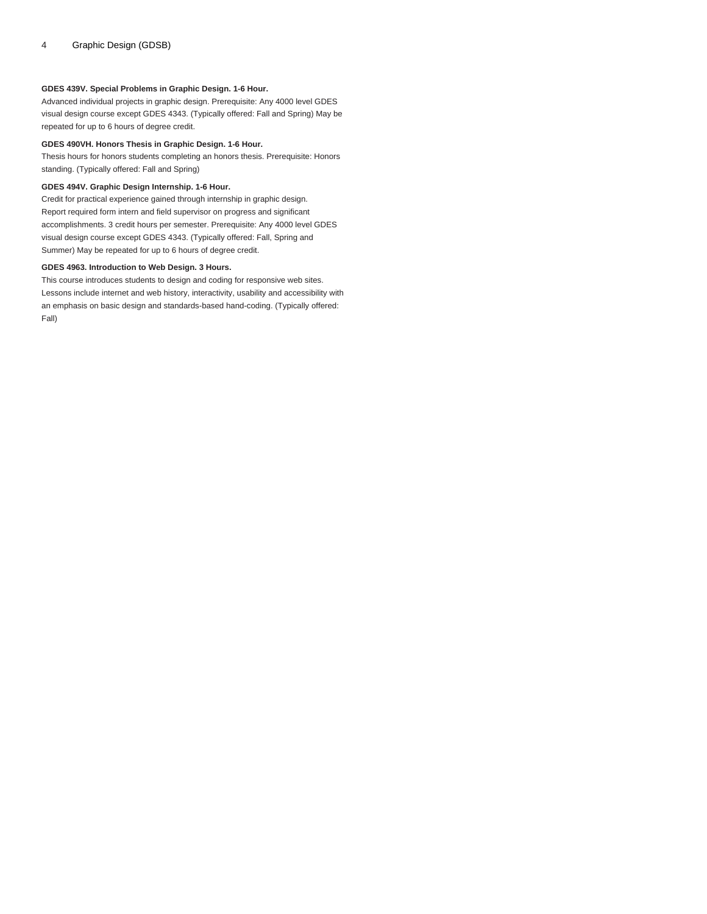**GDES 439V. Special Problems in Graphic Design. 1-6 Hour.**
Advanced individual projects in graphic design. Prerequisite: Any 4000 level GDES visual design course except GDES 4343. (Typically offered: Fall and Spring) May be repeated for up to 6 hours of degree credit.

**GDES 490VH. Honors Thesis in Graphic Design. 1-6 Hour.**
Thesis hours for honors students completing an honors thesis. Prerequisite: Honors standing. (Typically offered: Fall and Spring)

**GDES 494V. Graphic Design Internship. 1-6 Hour.**
Credit for practical experience gained through internship in graphic design. Report required form intern and field supervisor on progress and significant accomplishments. 3 credit hours per semester. Prerequisite: Any 4000 level GDES visual design course except GDES 4343. (Typically offered: Fall, Spring and Summer) May be repeated for up to 6 hours of degree credit.

**GDES 4963. Introduction to Web Design. 3 Hours.**
This course introduces students to design and coding for responsive web sites. Lessons include internet and web history, interactivity, usability and accessibility with an emphasis on basic design and standards-based hand-coding. (Typically offered: Fall)